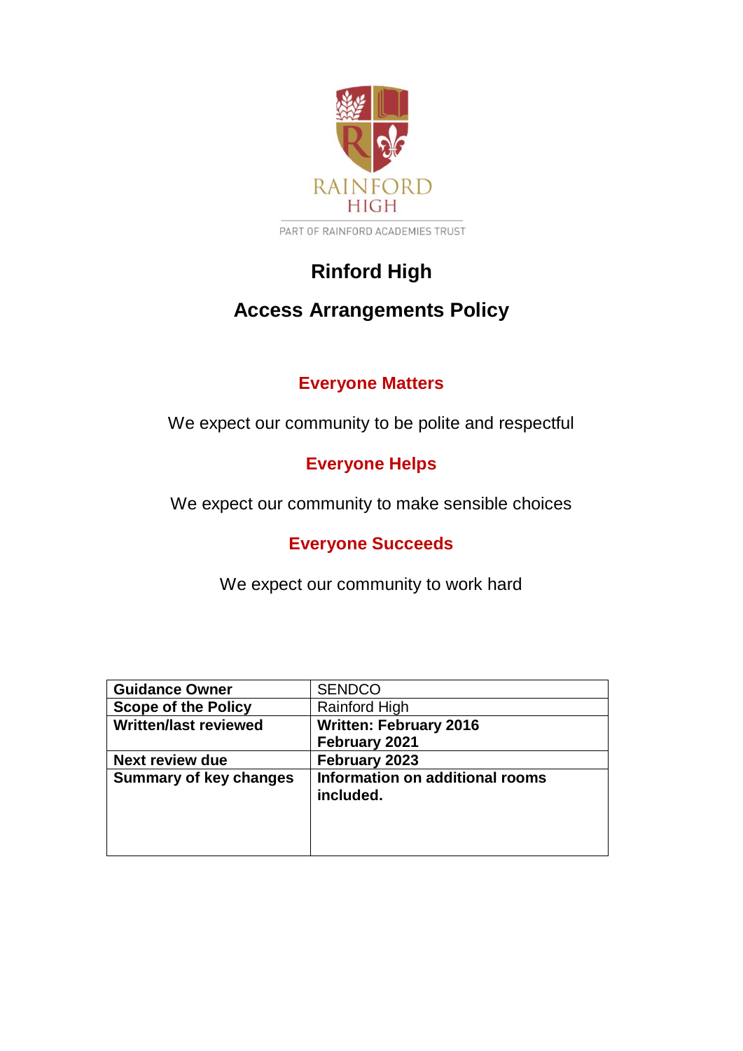RAINFORD HIGH

PART OF RAINFORD ACADEMIES TRUST

# Rinford High

## Access Arrangements Policy

**Everyone Matters**

We expect our community to be polite and respectful

**Everyone Helps**

We expect our community to make sensible choices

**Everyone Succeeds**

We expect our community to work hard

| **Guidance Owner** | SENDCO |
|---|---|
| **Scope of the Policy** | Rainford High |
| **Written/last reviewed** | **Written: February 2016**<br>**February 2021** |
| **Next review due** | **February 2023** |
| **Summary of key changes** | **Information on additional rooms included.** |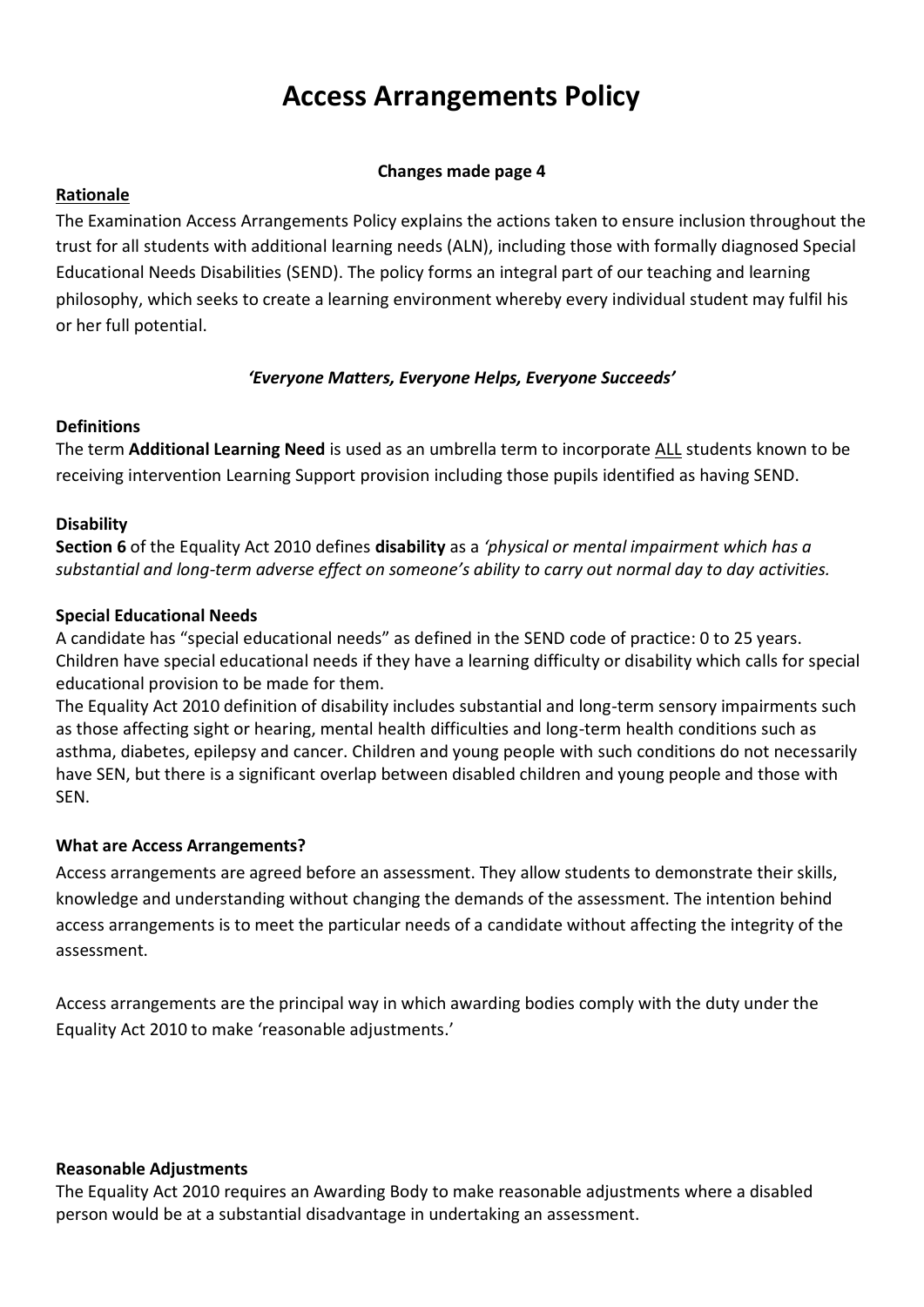# Access Arrangements Policy

**Changes made page 4**

**Rationale**

The Examination Access Arrangements Policy explains the actions taken to ensure inclusion throughout the trust for all students with additional learning needs (ALN), including those with formally diagnosed Special Educational Needs Disabilities (SEND). The policy forms an integral part of our teaching and learning philosophy, which seeks to create a learning environment whereby every individual student may fulfil his or her full potential.

***'Everyone Matters, Everyone Helps, Everyone Succeeds'***

**Definitions**

The term **Additional Learning Need** is used as an umbrella term to incorporate ALL students known to be receiving intervention Learning Support provision including those pupils identified as having SEND.

**Disability**

**Section 6** of the Equality Act 2010 defines **disability** as a *'physical or mental impairment which has a substantial and long-term adverse effect on someone's ability to carry out normal day to day activities.*

**Special Educational Needs**

A candidate has "special educational needs" as defined in the SEND code of practice: 0 to 25 years. Children have special educational needs if they have a learning difficulty or disability which calls for special educational provision to be made for them.

The Equality Act 2010 definition of disability includes substantial and long-term sensory impairments such as those affecting sight or hearing, mental health difficulties and long-term health conditions such as asthma, diabetes, epilepsy and cancer. Children and young people with such conditions do not necessarily have SEN, but there is a significant overlap between disabled children and young people and those with SEN.

**What are Access Arrangements?**

Access arrangements are agreed before an assessment. They allow students to demonstrate their skills, knowledge and understanding without changing the demands of the assessment. The intention behind access arrangements is to meet the particular needs of a candidate without affecting the integrity of the assessment.

Access arrangements are the principal way in which awarding bodies comply with the duty under the Equality Act 2010 to make 'reasonable adjustments.'

**Reasonable Adjustments**

The Equality Act 2010 requires an Awarding Body to make reasonable adjustments where a disabled person would be at a substantial disadvantage in undertaking an assessment.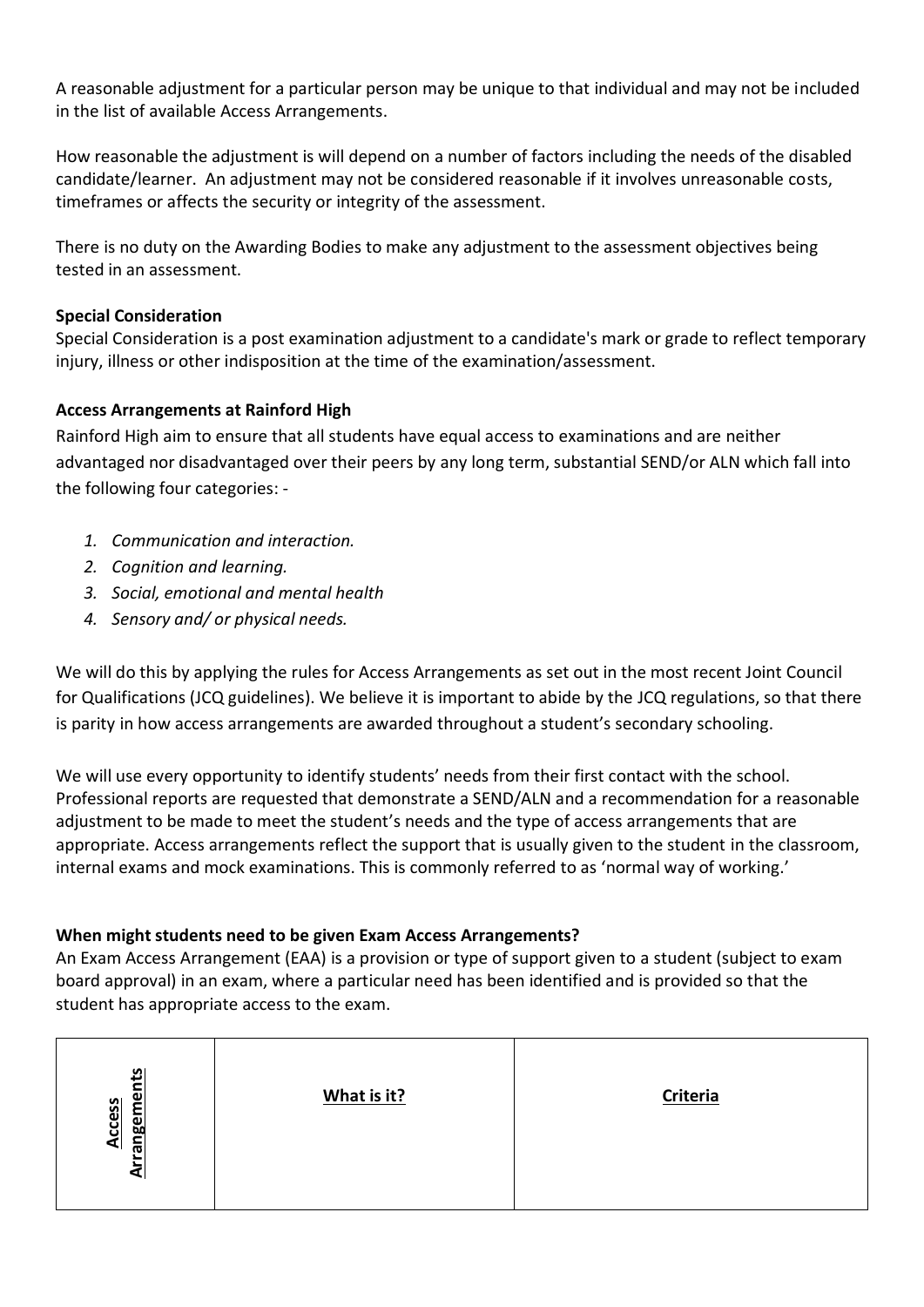A reasonable adjustment for a particular person may be unique to that individual and may not be included in the list of available Access Arrangements.

How reasonable the adjustment is will depend on a number of factors including the needs of the disabled candidate/learner. An adjustment may not be considered reasonable if it involves unreasonable costs, timeframes or affects the security or integrity of the assessment.

There is no duty on the Awarding Bodies to make any adjustment to the assessment objectives being tested in an assessment.

**Special Consideration**
Special Consideration is a post examination adjustment to a candidate's mark or grade to reflect temporary injury, illness or other indisposition at the time of the examination/assessment.

**Access Arrangements at Rainford High**
Rainford High aim to ensure that all students have equal access to examinations and are neither advantaged nor disadvantaged over their peers by any long term, substantial SEND/or ALN which fall into the following four categories: -

1. *Communication and interaction.*
2. *Cognition and learning.*
3. *Social, emotional and mental health*
4. *Sensory and/ or physical needs.*

We will do this by applying the rules for Access Arrangements as set out in the most recent Joint Council for Qualifications (JCQ guidelines). We believe it is important to abide by the JCQ regulations, so that there is parity in how access arrangements are awarded throughout a student's secondary schooling.

We will use every opportunity to identify students' needs from their first contact with the school. Professional reports are requested that demonstrate a SEND/ALN and a recommendation for a reasonable adjustment to be made to meet the student's needs and the type of access arrangements that are appropriate. Access arrangements reflect the support that is usually given to the student in the classroom, internal exams and mock examinations. This is commonly referred to as 'normal way of working.'

**When might students need to be given Exam Access Arrangements?**
An Exam Access Arrangement (EAA) is a provision or type of support given to a student (subject to exam board approval) in an exam, where a particular need has been identified and is provided so that the student has appropriate access to the exam.

| **Access Arrangements** | **What is it?** | **Criteria** |
|---|---|---|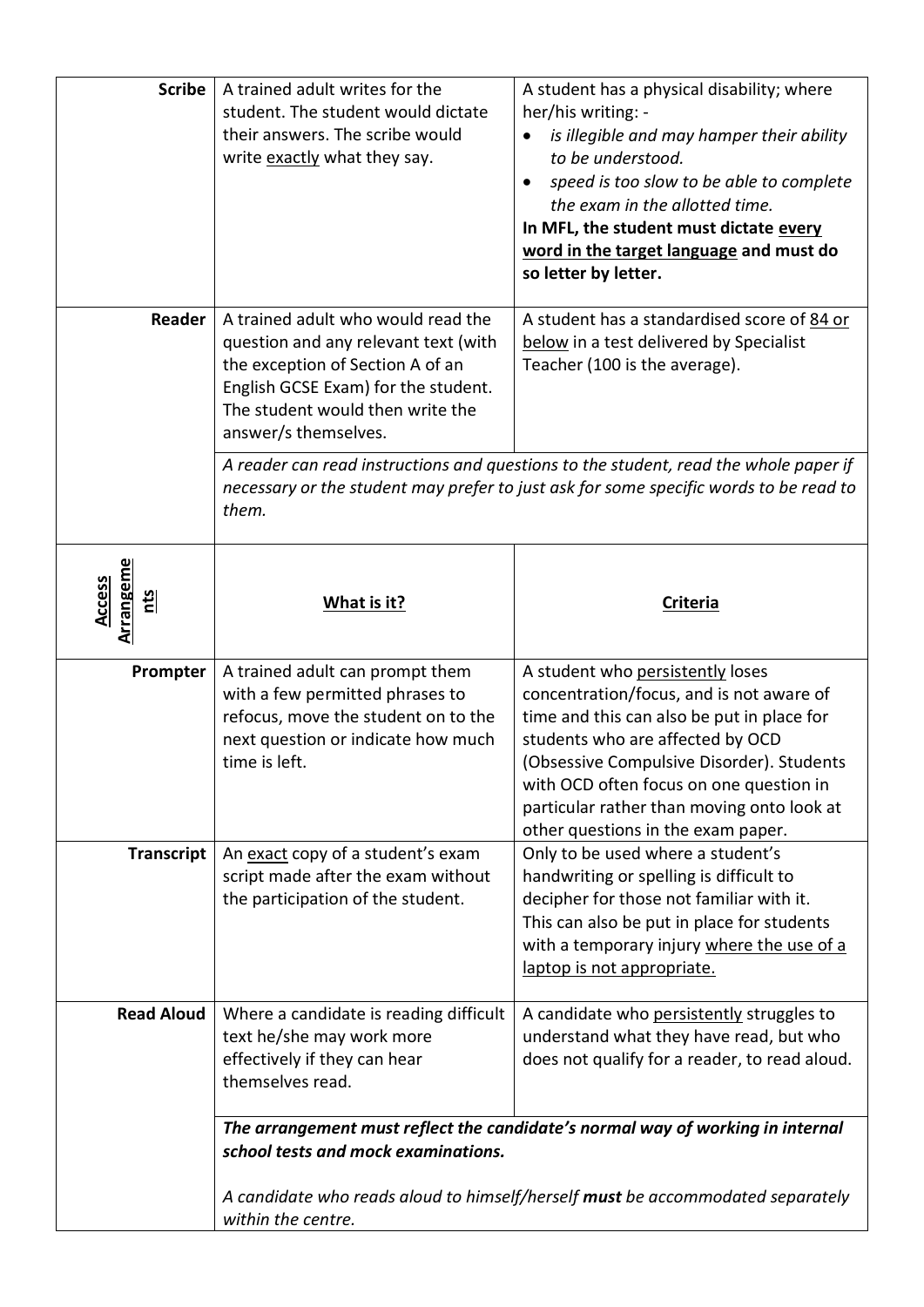| Access Arrangements | What is it? | Criteria |
|---|---|---|
| **Scribe** | A trained adult writes for the student. The student would dictate their answers. The scribe would write exactly what they say. | A student has a physical disability; where her/his writing: -<br>• *is illegible and may hamper their ability to be understood.*<br>• *speed is too slow to be able to complete the exam in the allotted time.*<br>**In MFL, the student must dictate every word in the target language and must do so letter by letter.** |
| **Reader** | A trained adult who would read the question and any relevant text (with the exception of Section A of an English GCSE Exam) for the student. The student would then write the answer/s themselves. | A student has a standardised score of 84 or below in a test delivered by Specialist Teacher (100 is the average). |
| | *A reader can read instructions and questions to the student, read the whole paper if necessary or the student may prefer to just ask for some specific words to be read to them.* | |
| **Prompter** | A trained adult can prompt them with a few permitted phrases to refocus, move the student on to the next question or indicate how much time is left. | A student who persistently loses concentration/focus, and is not aware of time and this can also be put in place for students who are affected by OCD (Obsessive Compulsive Disorder). Students with OCD often focus on one question in particular rather than moving onto look at other questions in the exam paper. |
| **Transcript** | An exact copy of a student's exam script made after the exam without the participation of the student. | Only to be used where a student's handwriting or spelling is difficult to decipher for those not familiar with it. This can also be put in place for students with a temporary injury where the use of a laptop is not appropriate. |
| **Read Aloud** | Where a candidate is reading difficult text he/she may work more effectively if they can hear themselves read. | A candidate who persistently struggles to understand what they have read, but who does not qualify for a reader, to read aloud. |
| | ***The arrangement must reflect the candidate's normal way of working in internal school tests and mock examinations.***<br><br>*A candidate who reads aloud to himself/herself* ***must*** *be accommodated separately within the centre.* | |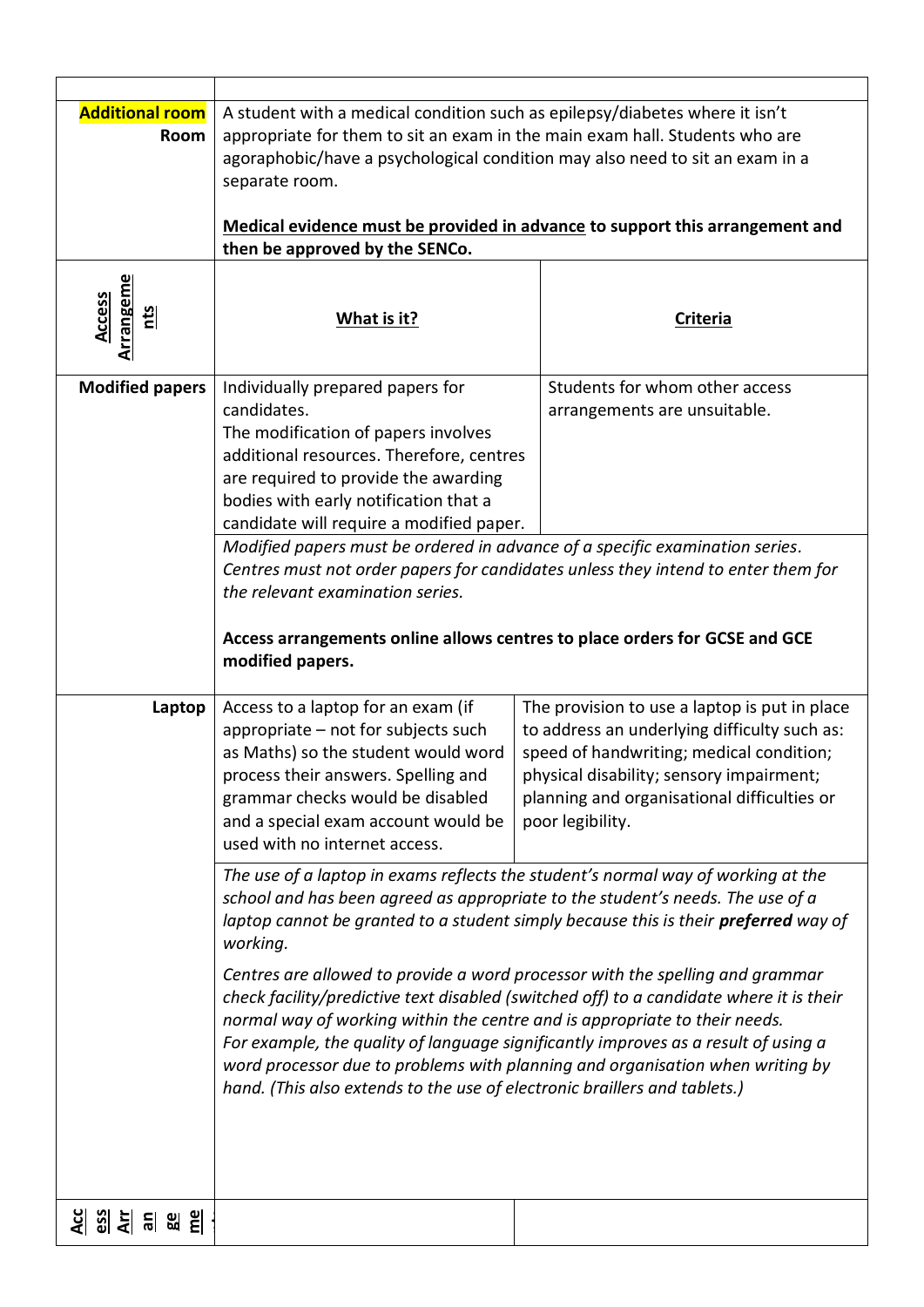| | | |
|---|---|---|
| **Additional room Room** | A student with a medical condition such as epilepsy/diabetes where it isn't appropriate for them to sit an exam in the main exam hall. Students who are agoraphobic/have a psychological condition may also need to sit an exam in a separate room.<br><br>**Medical evidence must be provided in advance to support this arrangement and then be approved by the SENCo.** | |
| **Access Arrangements** | **What is it?** | **Criteria** |
| **Modified papers** | Individually prepared papers for candidates.<br>The modification of papers involves additional resources. Therefore, centres are required to provide the awarding bodies with early notification that a candidate will require a modified paper. | Students for whom other access arrangements are unsuitable. |
| | *Modified papers must be ordered in advance of a specific examination series. Centres must not order papers for candidates unless they intend to enter them for the relevant examination series.*<br><br>**Access arrangements online allows centres to place orders for GCSE and GCE modified papers.** | |
| **Laptop** | Access to a laptop for an exam (if appropriate – not for subjects such as Maths) so the student would word process their answers. Spelling and grammar checks would be disabled and a special exam account would be used with no internet access. | The provision to use a laptop is put in place to address an underlying difficulty such as: speed of handwriting; medical condition; physical disability; sensory impairment; planning and organisational difficulties or poor legibility. |
| | *The use of a laptop in exams reflects the student's normal way of working at the school and has been agreed as appropriate to the student's needs. The use of a laptop cannot be granted to a student simply because this is their **preferred** way of working.*<br><br>*Centres are allowed to provide a word processor with the spelling and grammar check facility/predictive text disabled (switched off) to a candidate where it is their normal way of working within the centre and is appropriate to their needs. For example, the quality of language significantly improves as a result of using a word processor due to problems with planning and organisation when writing by hand. (This also extends to the use of electronic braillers and tablets.)* | |
| **Access Arrangeme** | | |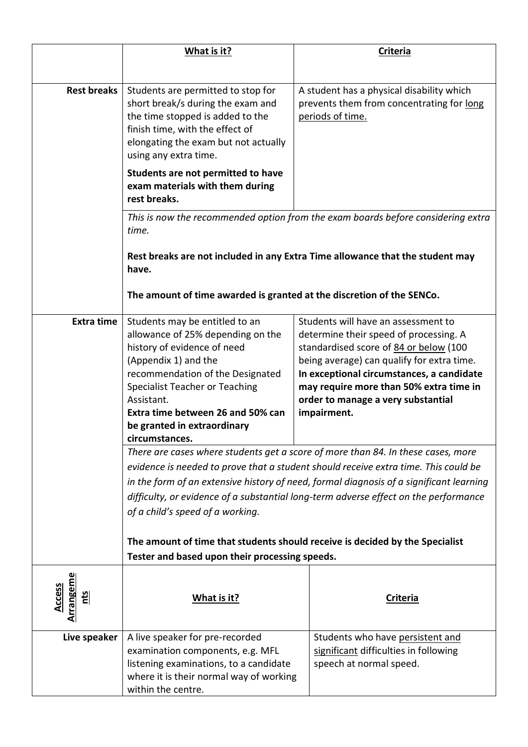| | **What is it?** | **Criteria** |
|---|---|---|
| **Rest breaks** | Students are permitted to stop for short break/s during the exam and the time stopped is added to the finish time, with the effect of elongating the exam but not actually using any extra time.<br><br>**Students are not permitted to have exam materials with them during rest breaks.** | A student has a physical disability which prevents them from concentrating for long periods of time. |
| | *This is now the recommended option from the exam boards before considering extra time.*<br><br>**Rest breaks are not included in any Extra Time allowance that the student may have.**<br><br>**The amount of time awarded is granted at the discretion of the SENCo.** | |
| **Extra time** | Students may be entitled to an allowance of 25% depending on the history of evidence of need (Appendix 1) and the recommendation of the Designated Specialist Teacher or Teaching Assistant.<br>**Extra time between 26 and 50% can be granted in extraordinary circumstances.** | Students will have an assessment to determine their speed of processing. A standardised score of 84 or below (100 being average) can qualify for extra time. **In exceptional circumstances, a candidate may require more than 50% extra time in order to manage a very substantial impairment.** |
| | *There are cases where students get a score of more than 84. In these cases, more evidence is needed to prove that a student should receive extra time. This could be in the form of an extensive history of need, formal diagnosis of a significant learning difficulty, or evidence of a substantial long-term adverse effect on the performance of a child's speed of a working.*<br><br>**The amount of time that students should receive is decided by the Specialist Tester and based upon their processing speeds.** | |
| **Access Arrangements** | **What is it?** | **Criteria** |
| **Live speaker** | A live speaker for pre-recorded examination components, e.g. MFL listening examinations, to a candidate where it is their normal way of working within the centre. | Students who have persistent and significant difficulties in following speech at normal speed. |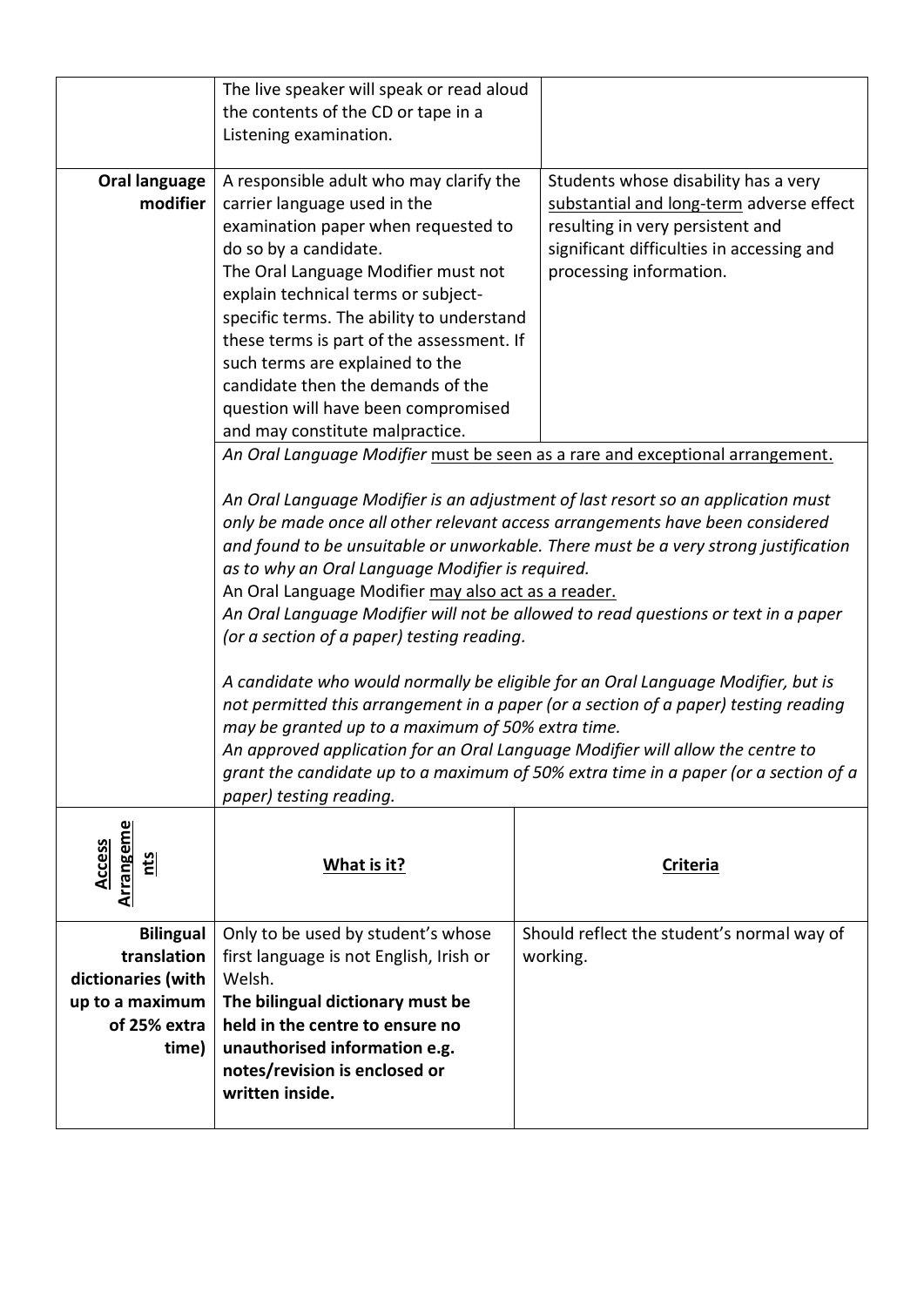| | | |
|---|---|---|
| | The live speaker will speak or read aloud the contents of the CD or tape in a Listening examination. | |
| **Oral language modifier** | A responsible adult who may clarify the carrier language used in the examination paper when requested to do so by a candidate.<br>The Oral Language Modifier must not explain technical terms or subject-specific terms. The ability to understand these terms is part of the assessment. If such terms are explained to the candidate then the demands of the question will have been compromised and may constitute malpractice. | Students whose disability has a very <u>substantial and long-term</u> adverse effect resulting in very persistent and significant difficulties in accessing and processing information. |
| | *An Oral Language Modifier* <u>must be seen as a rare and exceptional arrangement.</u><br><br>*An Oral Language Modifier is an adjustment of last resort so an application must only be made once all other relevant access arrangements have been considered and found to be unsuitable or unworkable. There must be a very strong justification as to why an Oral Language Modifier is required.*<br>An Oral Language Modifier <u>may also act as a reader.</u><br>*An Oral Language Modifier will not be allowed to read questions or text in a paper (or a section of a paper) testing reading.*<br><br>*A candidate who would normally be eligible for an Oral Language Modifier, but is not permitted this arrangement in a paper (or a section of a paper) testing reading may be granted up to a maximum of 50% extra time.*<br>*An approved application for an Oral Language Modifier will allow the centre to grant the candidate up to a maximum of 50% extra time in a paper (or a section of a paper) testing reading.* | |
| **<u>Access Arrangements</u>** | **<u>What is it?</u>** | **<u>Criteria</u>** |
| **Bilingual translation dictionaries (with up to a maximum of 25% extra time)** | Only to be used by student's whose first language is not English, Irish or Welsh.<br>**The bilingual dictionary must be held in the centre to ensure no unauthorised information e.g. notes/revision is enclosed or written inside.** | Should reflect the student's normal way of working. |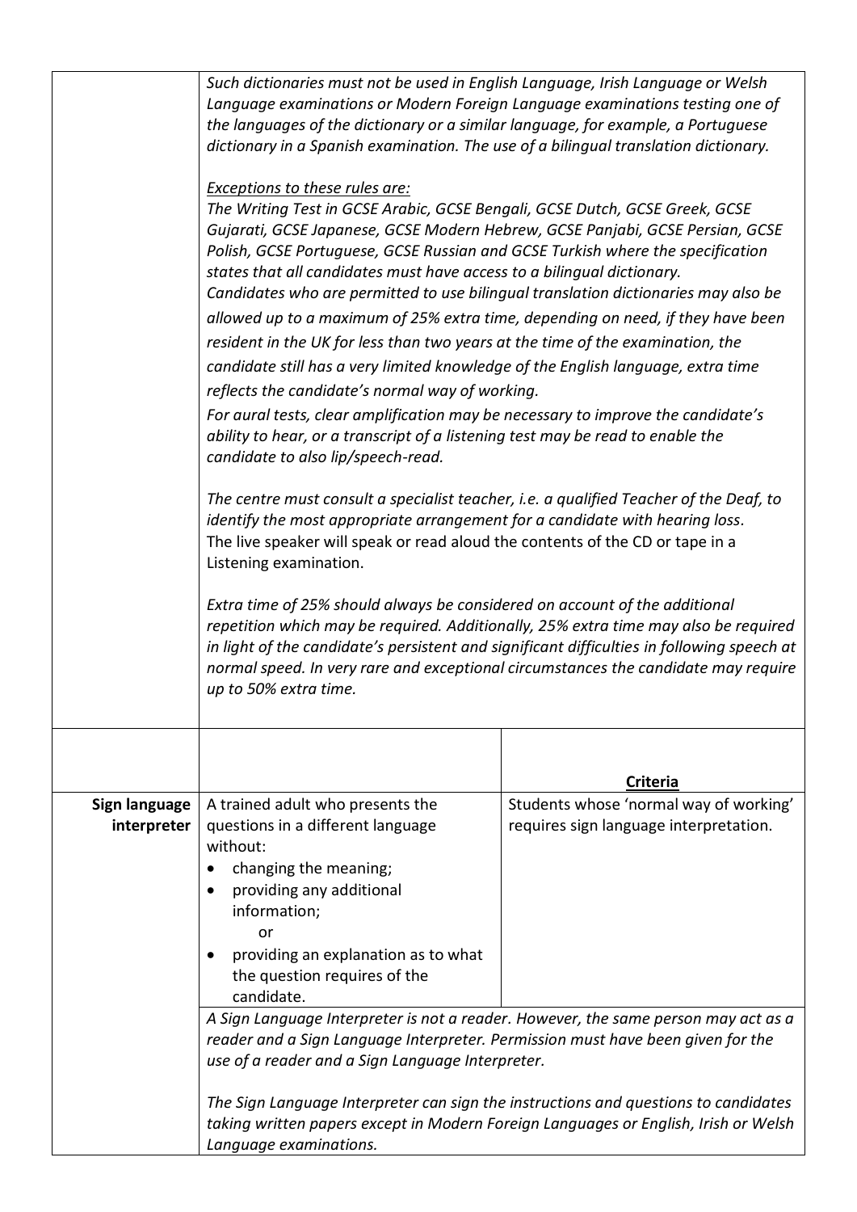| | | |
|---|---|---|
| | *Such dictionaries must not be used in English Language, Irish Language or Welsh Language examinations or Modern Foreign Language examinations testing one of the languages of the dictionary or a similar language, for example, a Portuguese dictionary in a Spanish examination. The use of a bilingual translation dictionary.*<br><br>*Exceptions to these rules are:*<br>*The Writing Test in GCSE Arabic, GCSE Bengali, GCSE Dutch, GCSE Greek, GCSE Gujarati, GCSE Japanese, GCSE Modern Hebrew, GCSE Panjabi, GCSE Persian, GCSE Polish, GCSE Portuguese, GCSE Russian and GCSE Turkish where the specification states that all candidates must have access to a bilingual dictionary.*<br>*Candidates who are permitted to use bilingual translation dictionaries may also be allowed up to a maximum of 25% extra time, depending on need, if they have been resident in the UK for less than two years at the time of the examination, the candidate still has a very limited knowledge of the English language, extra time reflects the candidate's normal way of working.*<br>*For aural tests, clear amplification may be necessary to improve the candidate's ability to hear, or a transcript of a listening test may be read to enable the candidate to also lip/speech-read.*<br><br>*The centre must consult a specialist teacher, i.e. a qualified Teacher of the Deaf, to identify the most appropriate arrangement for a candidate with hearing loss.*<br>The live speaker will speak or read aloud the contents of the CD or tape in a Listening examination.<br><br>*Extra time of 25% should always be considered on account of the additional repetition which may be required. Additionally, 25% extra time may also be required in light of the candidate's persistent and significant difficulties in following speech at normal speed. In very rare and exceptional circumstances the candidate may require up to 50% extra time.* | |
| | | **Criteria** |
| **Sign language interpreter** | A trained adult who presents the questions in a different language without:<br>• changing the meaning;<br>• providing any additional information;<br>or<br>• providing an explanation as to what the question requires of the candidate. | Students whose 'normal way of working' requires sign language interpretation. |
| | *A Sign Language Interpreter is not a reader. However, the same person may act as a reader and a Sign Language Interpreter. Permission must have been given for the use of a reader and a Sign Language Interpreter.*<br><br>*The Sign Language Interpreter can sign the instructions and questions to candidates taking written papers except in Modern Foreign Languages or English, Irish or Welsh Language examinations.* | |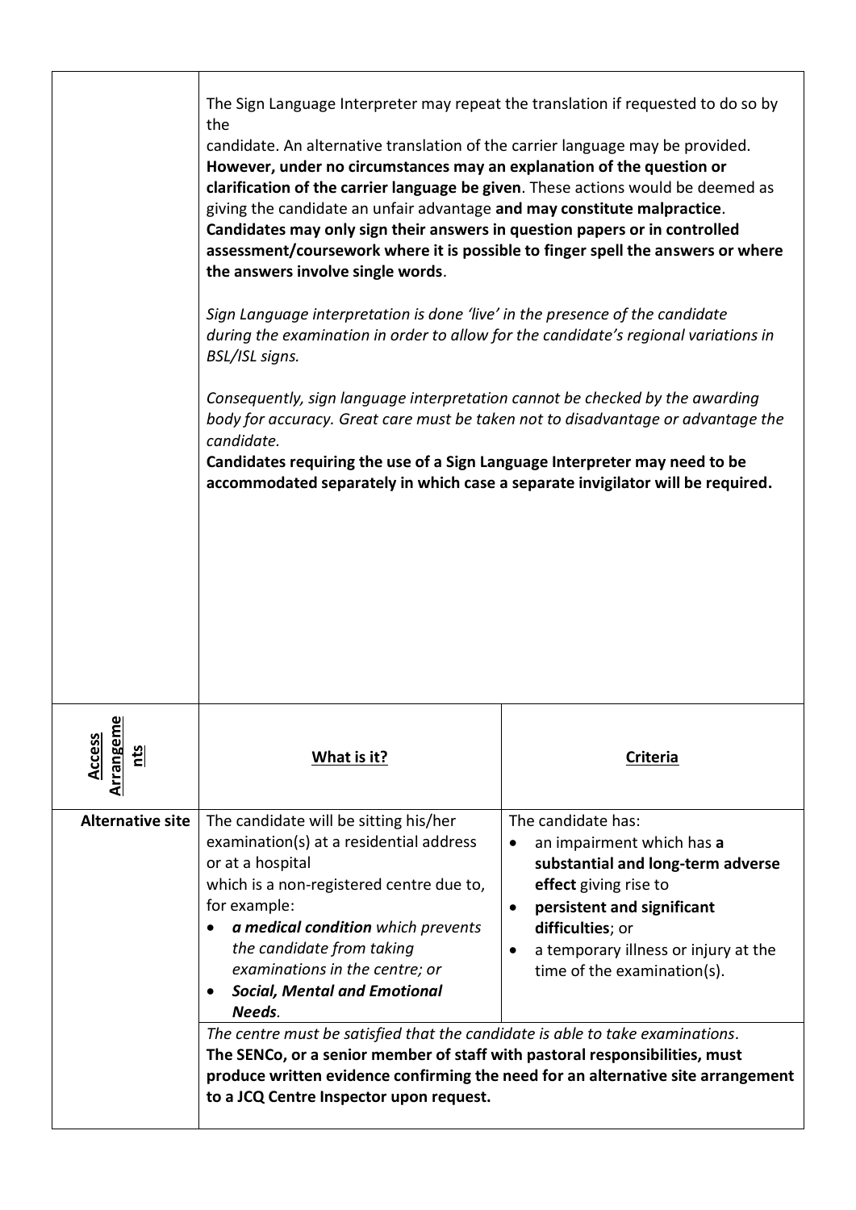| | | |
|---|---|---|
| | The Sign Language Interpreter may repeat the translation if requested to do so by the<br>candidate. An alternative translation of the carrier language may be provided. **However, under no circumstances may an explanation of the question or clarification of the carrier language be given**. These actions would be deemed as giving the candidate an unfair advantage **and may constitute malpractice**. **Candidates may only sign their answers in question papers or in controlled assessment/coursework where it is possible to finger spell the answers or where the answers involve single words**.<br><br>*Sign Language interpretation is done 'live' in the presence of the candidate during the examination in order to allow for the candidate's regional variations in BSL/ISL signs.*<br><br>*Consequently, sign language interpretation cannot be checked by the awarding body for accuracy. Great care must be taken not to disadvantage or advantage the candidate.*<br>**Candidates requiring the use of a Sign Language Interpreter may need to be accommodated separately in which case a separate invigilator will be required.** | |
| **Access Arrangements** | **What is it?** | **Criteria** |
| **Alternative site** | The candidate will be sitting his/her examination(s) at a residential address or at a hospital<br>which is a non-registered centre due to, for example:<br>• ***a medical condition*** *which prevents the candidate from taking examinations in the centre; or*<br>• ***Social, Mental and Emotional Needs****.* | The candidate has:<br>• an impairment which has **a substantial and long-term adverse effect** giving rise to<br>• **persistent and significant difficulties**; or<br>• a temporary illness or injury at the time of the examination(s). |
| | *The centre must be satisfied that the candidate is able to take examinations.*<br>**The SENCo, or a senior member of staff with pastoral responsibilities, must produce written evidence confirming the need for an alternative site arrangement to a JCQ Centre Inspector upon request.** | |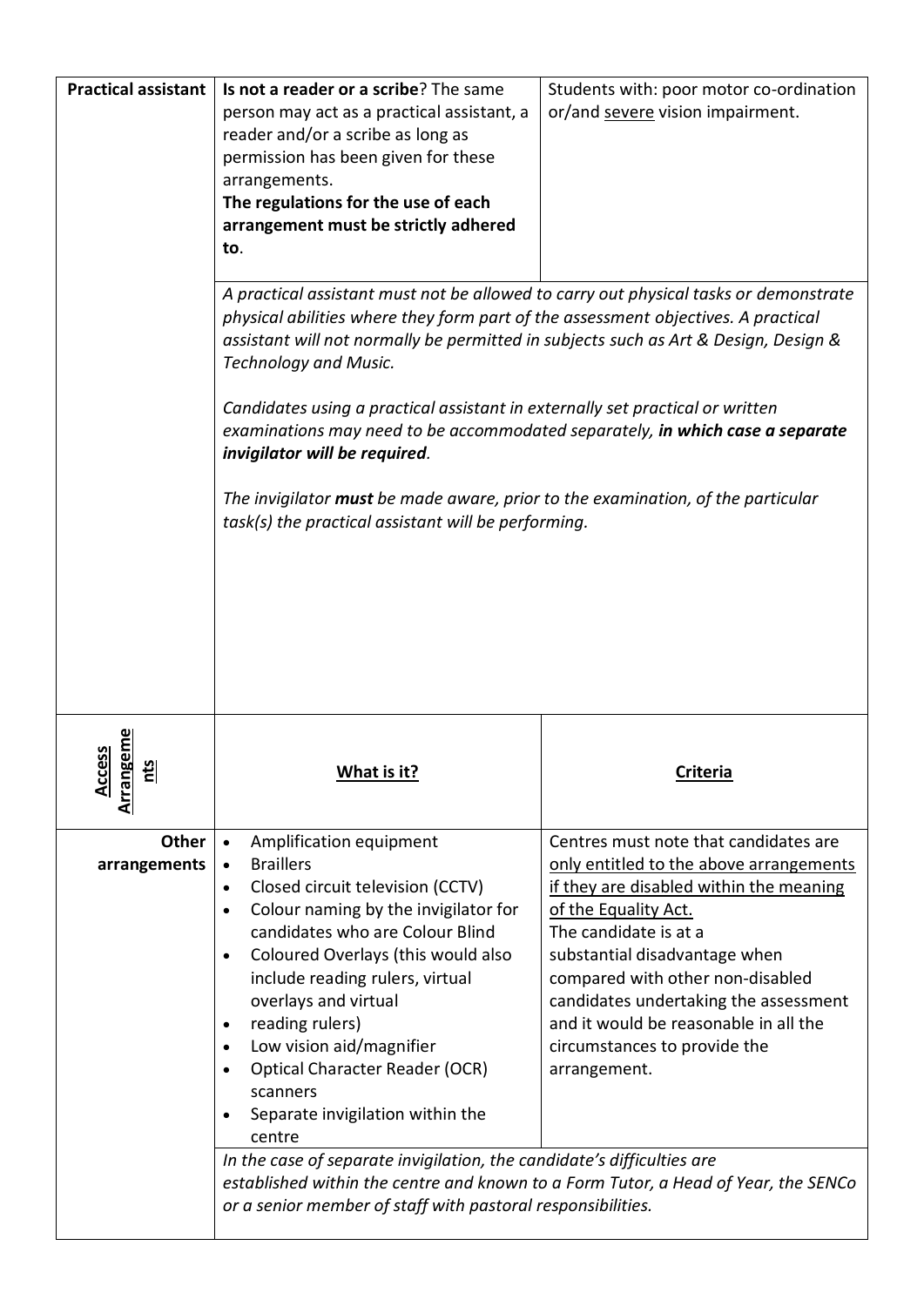| **Practical assistant** | **Is not a reader or a scribe**? The same person may act as a practical assistant, a reader and/or a scribe as long as permission has been given for these arrangements.<br>**The regulations for the use of each arrangement must be strictly adhered to**. | Students with: poor motor co-ordination or/and <u>severe</u> vision impairment. |
|---|---|---|
| | *A practical assistant must not be allowed to carry out physical tasks or demonstrate physical abilities where they form part of the assessment objectives. A practical assistant will not normally be permitted in subjects such as Art & Design, Design & Technology and Music.*<br><br>*Candidates using a practical assistant in externally set practical or written examinations may need to be accommodated separately,* ***in which case a separate invigilator will be required****.*<br><br>*The invigilator* ***must*** *be made aware, prior to the examination, of the particular task(s) the practical assistant will be performing.* | |
| **<u>Access Arrangements</u>** | **<u>What is it?</u>** | **<u>Criteria</u>** |
| **Other arrangements** | • Amplification equipment<br>• Braillers<br>• Closed circuit television (CCTV)<br>• Colour naming by the invigilator for candidates who are Colour Blind<br>• Coloured Overlays (this would also include reading rulers, virtual overlays and virtual<br>• reading rulers)<br>• Low vision aid/magnifier<br>• Optical Character Reader (OCR) scanners<br>• Separate invigilation within the centre | Centres must note that candidates are <u>only entitled to the above arrangements if they are disabled within the meaning of the Equality Act.</u><br>The candidate is at a substantial disadvantage when compared with other non-disabled candidates undertaking the assessment and it would be reasonable in all the circumstances to provide the arrangement. |
| | *In the case of separate invigilation, the candidate's difficulties are established within the centre and known to a Form Tutor, a Head of Year, the SENCo or a senior member of staff with pastoral responsibilities.* | |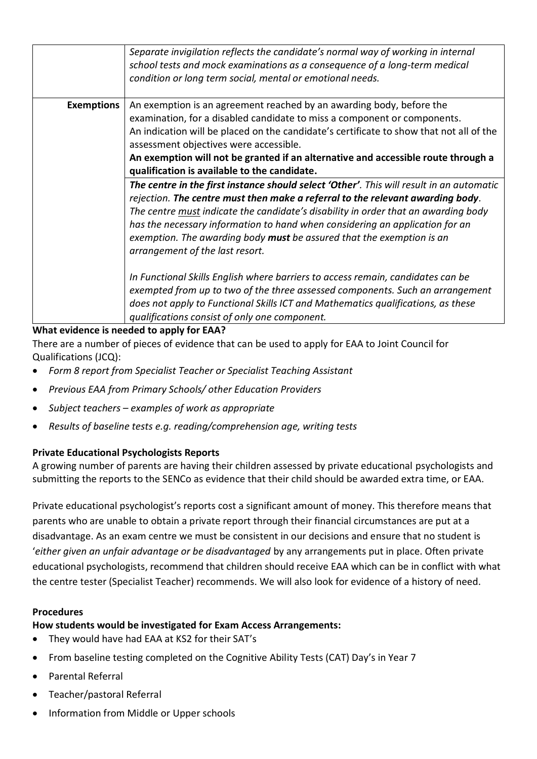| | |
|---|---|
| | *Separate invigilation reflects the candidate's normal way of working in internal school tests and mock examinations as a consequence of a long-term medical condition or long term social, mental or emotional needs.* |
| **Exemptions** | An exemption is an agreement reached by an awarding body, before the examination, for a disabled candidate to miss a component or components. An indication will be placed on the candidate's certificate to show that not all of the assessment objectives were accessible. **An exemption will not be granted if an alternative and accessible route through a qualification is available to the candidate.** |
| | ***The centre in the first instance should select 'Other'****. This will result in an automatic rejection.* ***The centre must then make a referral to the relevant awarding body****. The centre must indicate the candidate's disability in order that an awarding body has the necessary information to hand when considering an application for an exemption. The awarding body* ***must*** *be assured that the exemption is an arrangement of the last resort.*<br><br>*In Functional Skills English where barriers to access remain, candidates can be exempted from up to two of the three assessed components. Such an arrangement does not apply to Functional Skills ICT and Mathematics qualifications, as these qualifications consist of only one component.* |

**What evidence is needed to apply for EAA?**

There are a number of pieces of evidence that can be used to apply for EAA to Joint Council for Qualifications (JCQ):

- *Form 8 report from Specialist Teacher or Specialist Teaching Assistant*
- *Previous EAA from Primary Schools/ other Education Providers*
- *Subject teachers – examples of work as appropriate*
- *Results of baseline tests e.g. reading/comprehension age, writing tests*

**Private Educational Psychologists Reports**

A growing number of parents are having their children assessed by private educational psychologists and submitting the reports to the SENCo as evidence that their child should be awarded extra time, or EAA.

Private educational psychologist's reports cost a significant amount of money. This therefore means that parents who are unable to obtain a private report through their financial circumstances are put at a disadvantage. As an exam centre we must be consistent in our decisions and ensure that no student is '*either given an unfair advantage or be disadvantaged* by any arrangements put in place. Often private educational psychologists, recommend that children should receive EAA which can be in conflict with what the centre tester (Specialist Teacher) recommends. We will also look for evidence of a history of need.

**Procedures**

**How students would be investigated for Exam Access Arrangements:**

- They would have had EAA at KS2 for their SAT's
- From baseline testing completed on the Cognitive Ability Tests (CAT) Day's in Year 7
- Parental Referral
- Teacher/pastoral Referral
- Information from Middle or Upper schools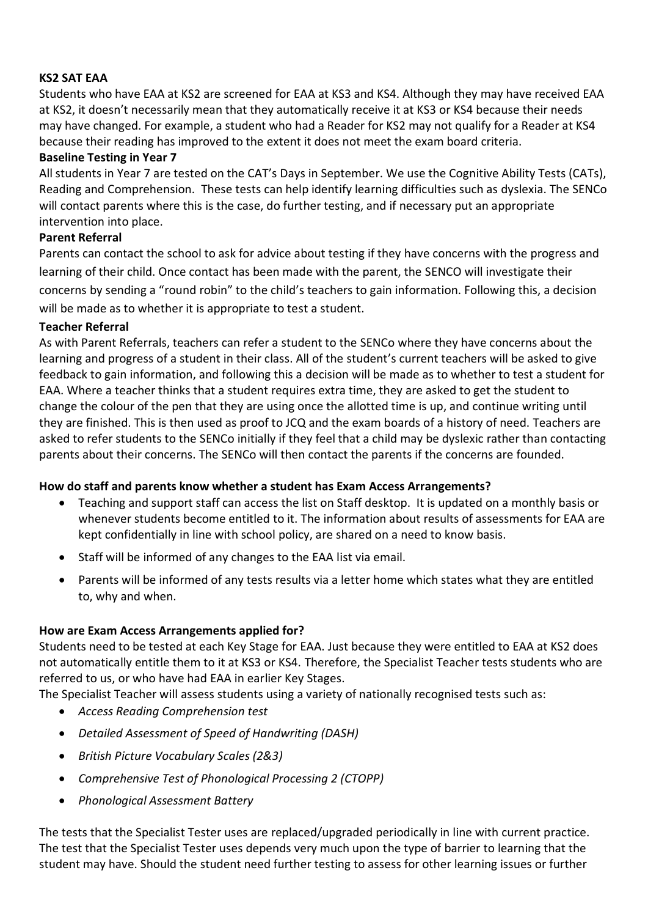**KS2 SAT EAA**

Students who have EAA at KS2 are screened for EAA at KS3 and KS4. Although they may have received EAA at KS2, it doesn't necessarily mean that they automatically receive it at KS3 or KS4 because their needs may have changed. For example, a student who had a Reader for KS2 may not qualify for a Reader at KS4 because their reading has improved to the extent it does not meet the exam board criteria.

**Baseline Testing in Year 7**

All students in Year 7 are tested on the CAT's Days in September. We use the Cognitive Ability Tests (CATs), Reading and Comprehension. These tests can help identify learning difficulties such as dyslexia. The SENCo will contact parents where this is the case, do further testing, and if necessary put an appropriate intervention into place.

**Parent Referral**

Parents can contact the school to ask for advice about testing if they have concerns with the progress and learning of their child. Once contact has been made with the parent, the SENCO will investigate their concerns by sending a "round robin" to the child's teachers to gain information. Following this, a decision will be made as to whether it is appropriate to test a student.

**Teacher Referral**

As with Parent Referrals, teachers can refer a student to the SENCo where they have concerns about the learning and progress of a student in their class. All of the student's current teachers will be asked to give feedback to gain information, and following this a decision will be made as to whether to test a student for EAA. Where a teacher thinks that a student requires extra time, they are asked to get the student to change the colour of the pen that they are using once the allotted time is up, and continue writing until they are finished. This is then used as proof to JCQ and the exam boards of a history of need. Teachers are asked to refer students to the SENCo initially if they feel that a child may be dyslexic rather than contacting parents about their concerns. The SENCo will then contact the parents if the concerns are founded.

**How do staff and parents know whether a student has Exam Access Arrangements?**

- Teaching and support staff can access the list on Staff desktop. It is updated on a monthly basis or whenever students become entitled to it. The information about results of assessments for EAA are kept confidentially in line with school policy, are shared on a need to know basis.
- Staff will be informed of any changes to the EAA list via email.
- Parents will be informed of any tests results via a letter home which states what they are entitled to, why and when.

**How are Exam Access Arrangements applied for?**

Students need to be tested at each Key Stage for EAA. Just because they were entitled to EAA at KS2 does not automatically entitle them to it at KS3 or KS4. Therefore, the Specialist Teacher tests students who are referred to us, or who have had EAA in earlier Key Stages.

The Specialist Teacher will assess students using a variety of nationally recognised tests such as:

- *Access Reading Comprehension test*
- *Detailed Assessment of Speed of Handwriting (DASH)*
- *British Picture Vocabulary Scales (2&3)*
- *Comprehensive Test of Phonological Processing 2 (CTOPP)*
- *Phonological Assessment Battery*

The tests that the Specialist Tester uses are replaced/upgraded periodically in line with current practice. The test that the Specialist Tester uses depends very much upon the type of barrier to learning that the student may have. Should the student need further testing to assess for other learning issues or further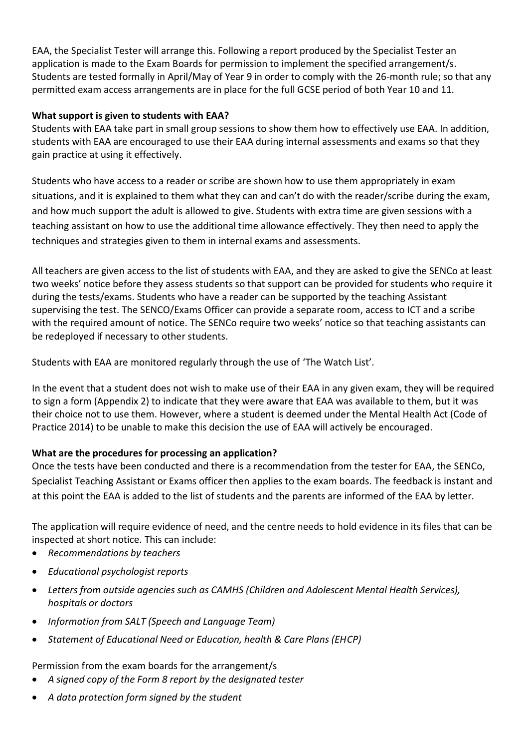EAA, the Specialist Tester will arrange this. Following a report produced by the Specialist Tester an application is made to the Exam Boards for permission to implement the specified arrangement/s. Students are tested formally in April/May of Year 9 in order to comply with the 26-month rule; so that any permitted exam access arrangements are in place for the full GCSE period of both Year 10 and 11.

**What support is given to students with EAA?**

Students with EAA take part in small group sessions to show them how to effectively use EAA. In addition, students with EAA are encouraged to use their EAA during internal assessments and exams so that they gain practice at using it effectively.

Students who have access to a reader or scribe are shown how to use them appropriately in exam situations, and it is explained to them what they can and can't do with the reader/scribe during the exam, and how much support the adult is allowed to give. Students with extra time are given sessions with a teaching assistant on how to use the additional time allowance effectively. They then need to apply the techniques and strategies given to them in internal exams and assessments.

All teachers are given access to the list of students with EAA, and they are asked to give the SENCo at least two weeks' notice before they assess students so that support can be provided for students who require it during the tests/exams. Students who have a reader can be supported by the teaching Assistant supervising the test. The SENCO/Exams Officer can provide a separate room, access to ICT and a scribe with the required amount of notice. The SENCo require two weeks' notice so that teaching assistants can be redeployed if necessary to other students.

Students with EAA are monitored regularly through the use of 'The Watch List'.

In the event that a student does not wish to make use of their EAA in any given exam, they will be required to sign a form (Appendix 2) to indicate that they were aware that EAA was available to them, but it was their choice not to use them. However, where a student is deemed under the Mental Health Act (Code of Practice 2014) to be unable to make this decision the use of EAA will actively be encouraged.

**What are the procedures for processing an application?**

Once the tests have been conducted and there is a recommendation from the tester for EAA, the SENCo, Specialist Teaching Assistant or Exams officer then applies to the exam boards. The feedback is instant and at this point the EAA is added to the list of students and the parents are informed of the EAA by letter.

The application will require evidence of need, and the centre needs to hold evidence in its files that can be inspected at short notice. This can include:

- *Recommendations by teachers*
- *Educational psychologist reports*
- *Letters from outside agencies such as CAMHS (Children and Adolescent Mental Health Services), hospitals or doctors*
- *Information from SALT (Speech and Language Team)*
- *Statement of Educational Need or Education, health & Care Plans (EHCP)*

Permission from the exam boards for the arrangement/s

- *A signed copy of the Form 8 report by the designated tester*
- *A data protection form signed by the student*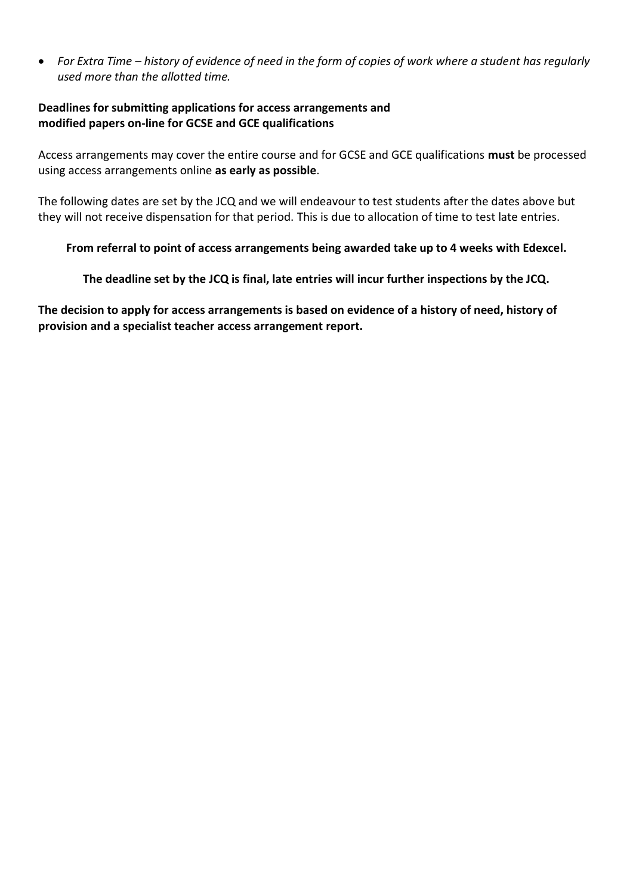- *For Extra Time – history of evidence of need in the form of copies of work where a student has regularly used more than the allotted time.*

**Deadlines for submitting applications for access arrangements and modified papers on-line for GCSE and GCE qualifications**

Access arrangements may cover the entire course and for GCSE and GCE qualifications **must** be processed using access arrangements online **as early as possible**.

The following dates are set by the JCQ and we will endeavour to test students after the dates above but they will not receive dispensation for that period. This is due to allocation of time to test late entries.

**From referral to point of access arrangements being awarded take up to 4 weeks with Edexcel.**

**The deadline set by the JCQ is final, late entries will incur further inspections by the JCQ.**

**The decision to apply for access arrangements is based on evidence of a history of need, history of provision and a specialist teacher access arrangement report.**